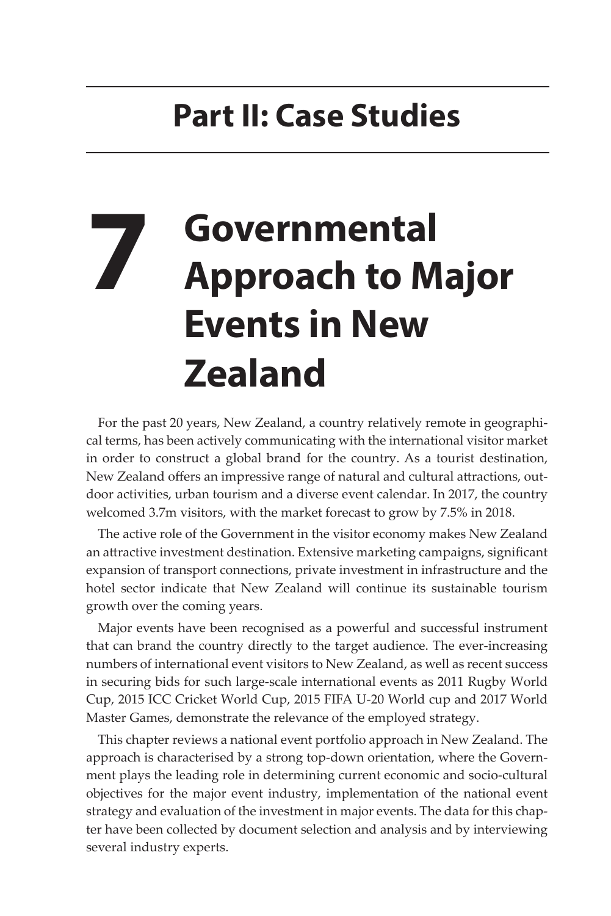# Part II: Case Studies

# 7 Governmental Approach to Major Events in New Zealand

For the past 20 years, New Zealand, a country relatively remote in geographical terms, has been actively communicating with the international visitor market in order to construct a global brand for the country. As a tourist destination, New Zealand offers an impressive range of natural and cultural attractions, outdoor activities, urban tourism and a diverse event calendar. In 2017, the country welcomed 3.7m visitors, with the market forecast to grow by 7.5% in 2018.

The active role of the Government in the visitor economy makes New Zealand an attractive investment destination. Extensive marketing campaigns, significant expansion of transport connections, private investment in infrastructure and the hotel sector indicate that New Zealand will continue its sustainable tourism growth over the coming years.

Major events have been recognised as a powerful and successful instrument that can brand the country directly to the target audience. The ever-increasing numbers of international event visitors to New Zealand, as well as recent success in securing bids for such large-scale international events as 2011 Rugby World Cup, 2015 ICC Cricket World Cup, 2015 FIFA U-20 World cup and 2017 World Master Games, demonstrate the relevance of the employed strategy.

This chapter reviews a national event portfolio approach in New Zealand. The approach is characterised by a strong top-down orientation, where the Government plays the leading role in determining current economic and socio-cultural objectives for the major event industry, implementation of the national event strategy and evaluation of the investment in major events. The data for this chapter have been collected by document selection and analysis and by interviewing several industry experts.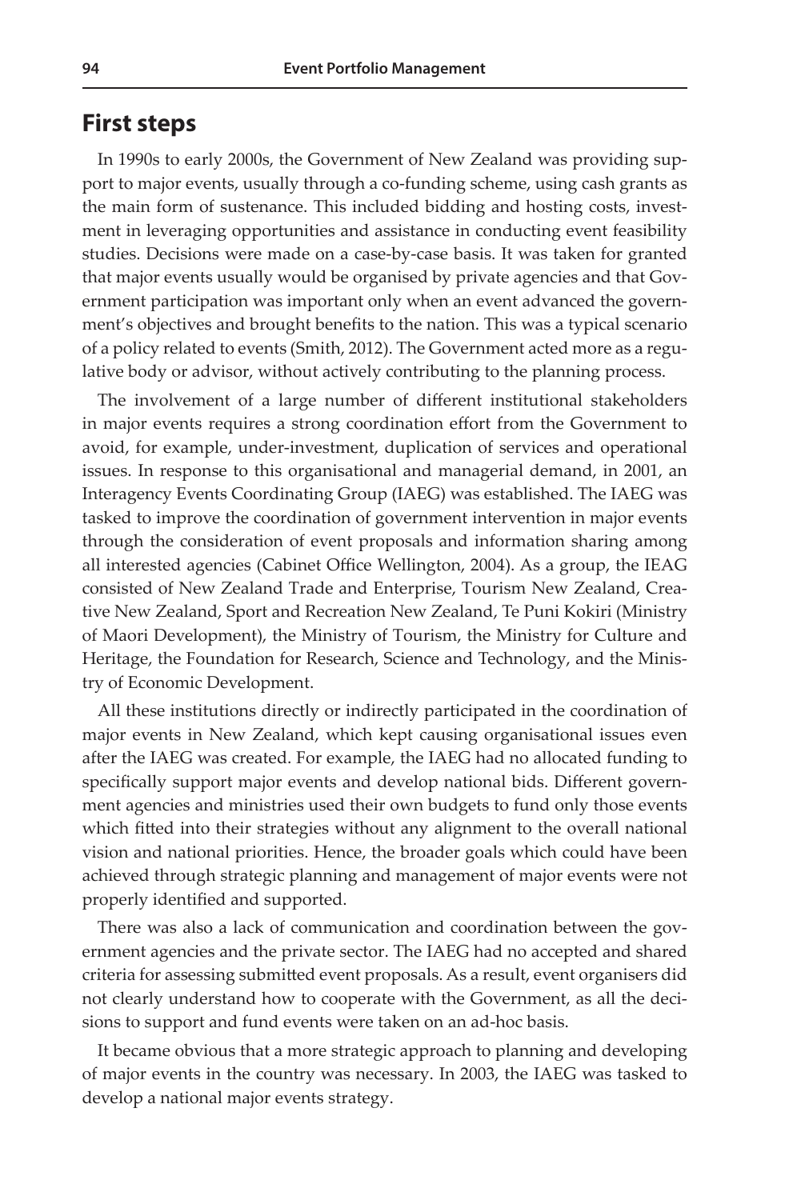## First steps

In 1990s to early 2000s, the Government of New Zealand was providing support to major events, usually through a co-funding scheme, using cash grants as the main form of sustenance. This included bidding and hosting costs, investment in leveraging opportunities and assistance in conducting event feasibility studies. Decisions were made on a case-by-case basis. It was taken for granted that major events usually would be organised by private agencies and that Government participation was important only when an event advanced the government's objectives and brought benefits to the nation. This was a typical scenario of a policy related to events (Smith, 2012). The Government acted more as a regulative body or advisor, without actively contributing to the planning process.

The involvement of a large number of different institutional stakeholders in major events requires a strong coordination effort from the Government to avoid, for example, under-investment, duplication of services and operational issues. In response to this organisational and managerial demand, in 2001, an Interagency Events Coordinating Group (IAEG) was established. The IAEG was tasked to improve the coordination of government intervention in major events through the consideration of event proposals and information sharing among all interested agencies (Cabinet Office Wellington, 2004). As a group, the IEAG consisted of New Zealand Trade and Enterprise, Tourism New Zealand, Creative New Zealand, Sport and Recreation New Zealand, Te Puni Kokiri (Ministry of Maori Development), the Ministry of Tourism, the Ministry for Culture and Heritage, the Foundation for Research, Science and Technology, and the Ministry of Economic Development.

All these institutions directly or indirectly participated in the coordination of major events in New Zealand, which kept causing organisational issues even after the IAEG was created. For example, the IAEG had no allocated funding to specifically support major events and develop national bids. Different government agencies and ministries used their own budgets to fund only those events which fitted into their strategies without any alignment to the overall national vision and national priorities. Hence, the broader goals which could have been achieved through strategic planning and management of major events were not properly identified and supported.

There was also a lack of communication and coordination between the government agencies and the private sector. The IAEG had no accepted and shared criteria for assessing submitted event proposals. As a result, event organisers did not clearly understand how to cooperate with the Government, as all the decisions to support and fund events were taken on an ad-hoc basis.

It became obvious that a more strategic approach to planning and developing of major events in the country was necessary. In 2003, the IAEG was tasked to develop a national major events strategy.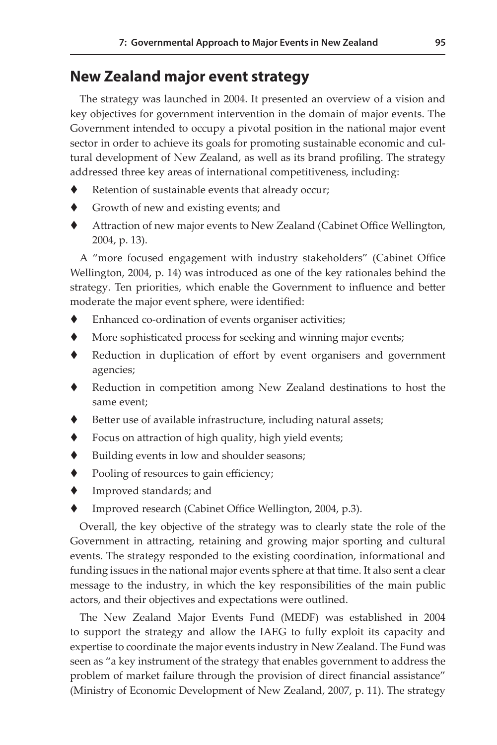## New Zealand major event strategy

The strategy was launched in 2004. It presented an overview of a vision and key objectives for government intervention in the domain of major events. The Government intended to occupy a pivotal position in the national major event sector in order to achieve its goals for promoting sustainable economic and cultural development of New Zealand, as well as its brand profiling. The strategy addressed three key areas of international competitiveness, including:

- Retention of sustainable events that already occur;
- Growth of new and existing events; and
- Attraction of new major events to New Zealand (Cabinet Office Wellington, 2004, p. 13).

A "more focused engagement with industry stakeholders" (Cabinet Office Wellington, 2004, p. 14) was introduced as one of the key rationales behind the strategy. Ten priorities, which enable the Government to influence and better moderate the major event sphere, were identified:

- Enhanced co-ordination of events organiser activities;
- More sophisticated process for seeking and winning major events;
- Reduction in duplication of effort by event organisers and government agencies;
- Reduction in competition among New Zealand destinations to host the same event;
- Better use of available infrastructure, including natural assets;
- Focus on attraction of high quality, high yield events;
- Building events in low and shoulder seasons;
- Pooling of resources to gain efficiency;
- Improved standards; and
- Improved research (Cabinet Office Wellington, 2004, p.3).

Overall, the key objective of the strategy was to clearly state the role of the Government in attracting, retaining and growing major sporting and cultural events. The strategy responded to the existing coordination, informational and funding issues in the national major events sphere at that time. It also sent a clear message to the industry, in which the key responsibilities of the main public actors, and their objectives and expectations were outlined.

The New Zealand Major Events Fund (MEDF) was established in 2004 to support the strategy and allow the IAEG to fully exploit its capacity and expertise to coordinate the major events industry in New Zealand. The Fund was seen as "a key instrument of the strategy that enables government to address the problem of market failure through the provision of direct financial assistance" (Ministry of Economic Development of New Zealand, 2007, p. 11). The strategy